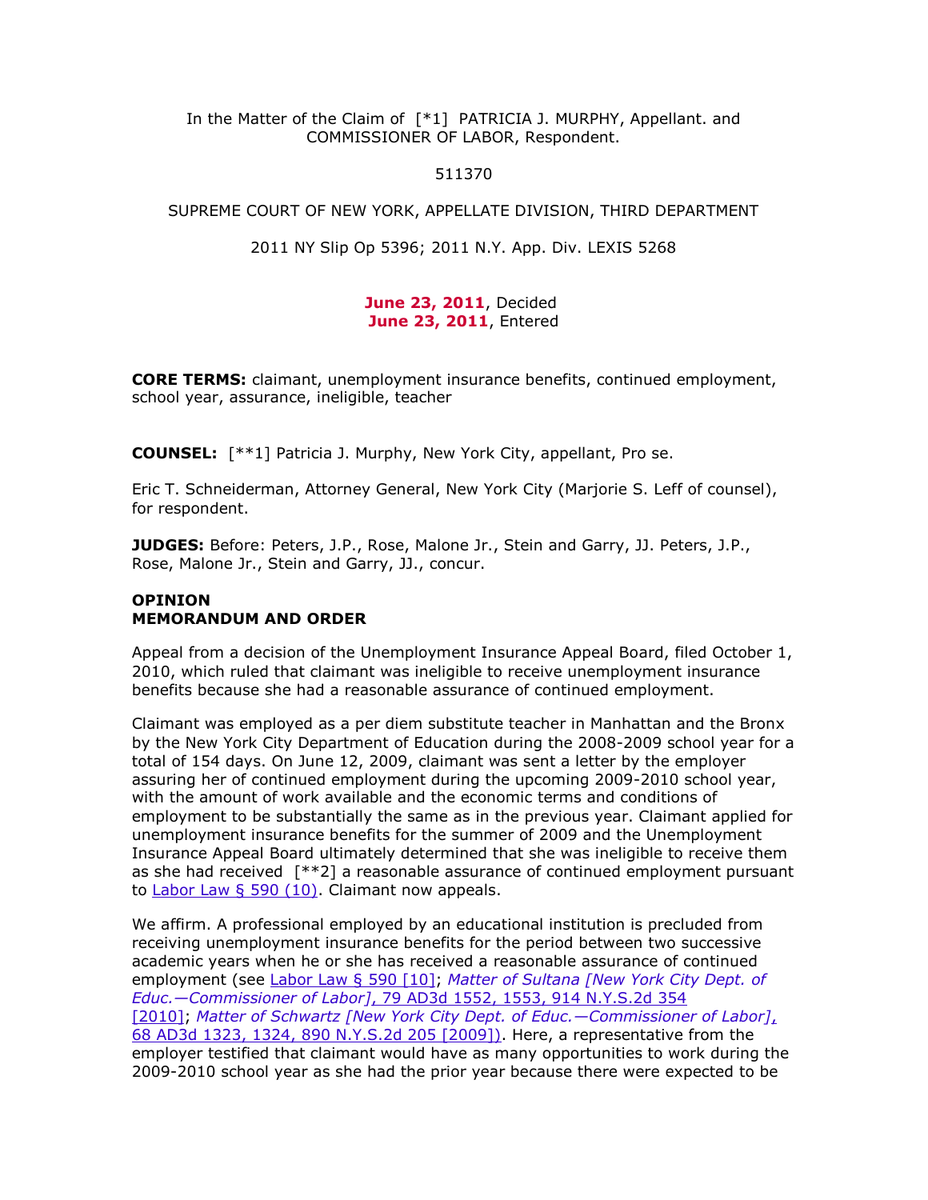In the Matter of the Claim of [*1] PATRICIA J. MURPHY, Appellant. and COMMISSIONER OF LABOR, Respondent.

511370

SUPREME COURT OF NEW YORK, APPELLATE DIVISION, THIRD DEPARTMENT

2011 NY Slip Op 5396; 2011 N.Y. App. Div. LEXIS 5268

**June 23, 2011**, Decided
**June 23, 2011**, Entered

**CORE TERMS:** claimant, unemployment insurance benefits, continued employment, school year, assurance, ineligible, teacher

**COUNSEL:** [**1] Patricia J. Murphy, New York City, appellant, Pro se.

Eric T. Schneiderman, Attorney General, New York City (Marjorie S. Leff of counsel), for respondent.

**JUDGES:** Before: Peters, J.P., Rose, Malone Jr., Stein and Garry, JJ. Peters, J.P., Rose, Malone Jr., Stein and Garry, JJ., concur.

**OPINION**
**MEMORANDUM AND ORDER**

Appeal from a decision of the Unemployment Insurance Appeal Board, filed October 1, 2010, which ruled that claimant was ineligible to receive unemployment insurance benefits because she had a reasonable assurance of continued employment.

Claimant was employed as a per diem substitute teacher in Manhattan and the Bronx by the New York City Department of Education during the 2008-2009 school year for a total of 154 days. On June 12, 2009, claimant was sent a letter by the employer assuring her of continued employment during the upcoming 2009-2010 school year, with the amount of work available and the economic terms and conditions of employment to be substantially the same as in the previous year. Claimant applied for unemployment insurance benefits for the summer of 2009 and the Unemployment Insurance Appeal Board ultimately determined that she was ineligible to receive them as she had received [**2] a reasonable assurance of continued employment pursuant to Labor Law § 590 (10). Claimant now appeals.

We affirm. A professional employed by an educational institution is precluded from receiving unemployment insurance benefits for the period between two successive academic years when he or she has received a reasonable assurance of continued employment (see Labor Law § 590 [10]; *Matter of Sultana [New York City Dept. of Educ.—Commissioner of Labor]*, 79 AD3d 1552, 1553, 914 N.Y.S.2d 354 [2010]; *Matter of Schwartz [New York City Dept. of Educ.—Commissioner of Labor]*, 68 AD3d 1323, 1324, 890 N.Y.S.2d 205 [2009]). Here, a representative from the employer testified that claimant would have as many opportunities to work during the 2009-2010 school year as she had the prior year because there were expected to be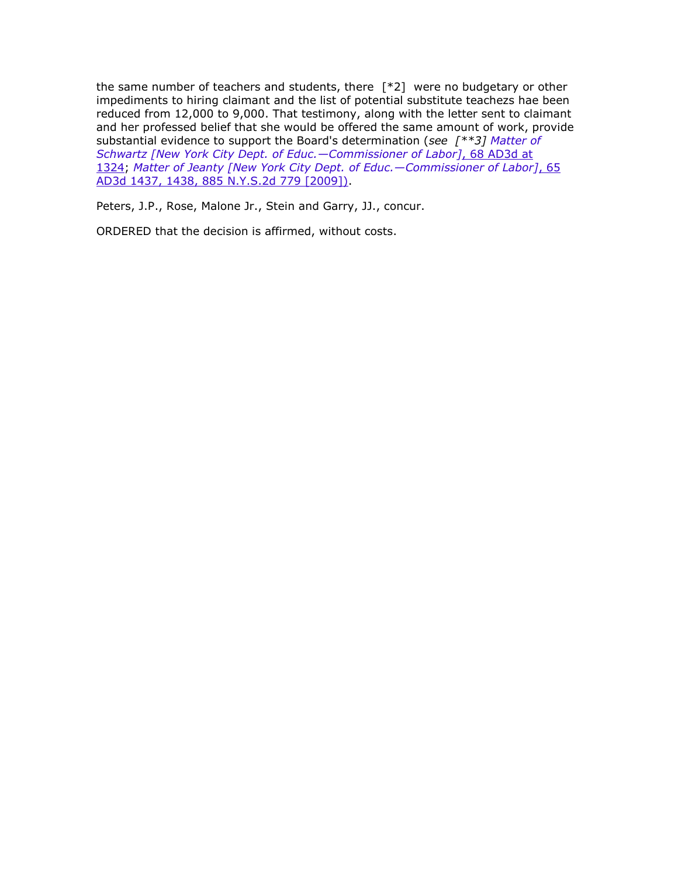the same number of teachers and students, there [*2] were no budgetary or other impediments to hiring claimant and the list of potential substitute teachezs hae been reduced from 12,000 to 9,000. That testimony, along with the letter sent to claimant and her professed belief that she would be offered the same amount of work, provide substantial evidence to support the Board's determination (*see [**3] Matter of Schwartz [New York City Dept. of Educ.—Commissioner of Labor]*, 68 AD3d at 1324; *Matter of Jeanty [New York City Dept. of Educ.—Commissioner of Labor]*, 65 AD3d 1437, 1438, 885 N.Y.S.2d 779 [2009]).

Peters, J.P., Rose, Malone Jr., Stein and Garry, JJ., concur.

ORDERED that the decision is affirmed, without costs.